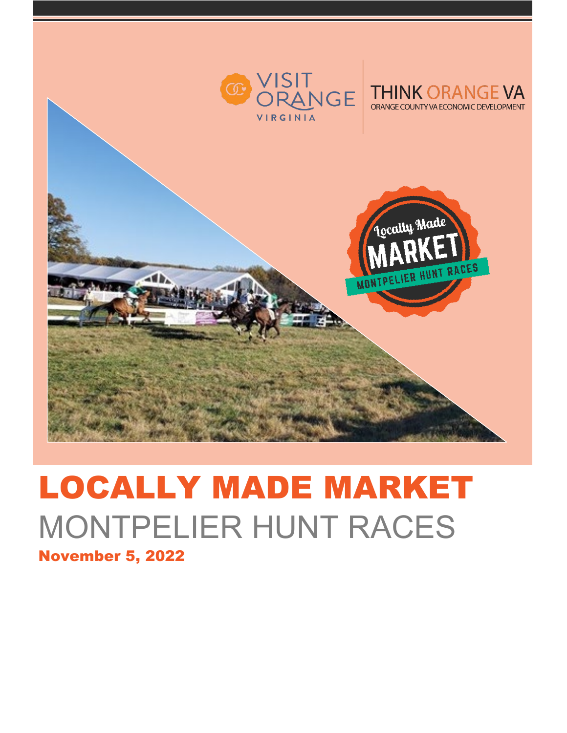# LOCALLY MADE MARKET

## MONTPELIER HUNT RACES

**November 5, 2022**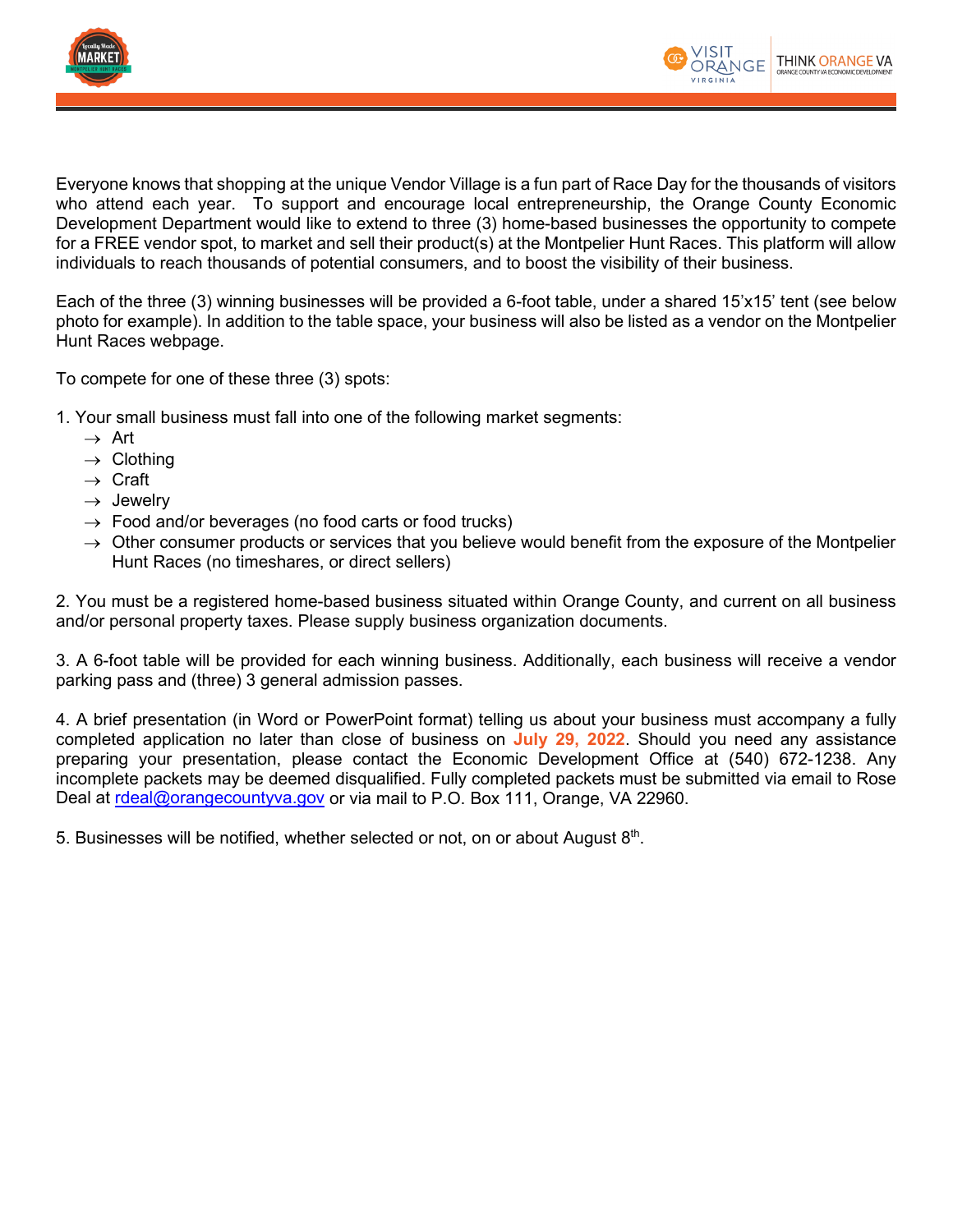Everyone knows that shopping at the unique Vendor Village is a fun part of Race Day for the thousands of visitors who attend each year. To support and encourage local entrepreneurship, the Orange County Economic Development Department would like to extend to three (3) home-based businesses the opportunity to compete for a FREE vendor spot, to market and sell their product(s) at the Montpelier Hunt Races. This platform will allow individuals to reach thousands of potential consumers, and to boost the visibility of their business.

Each of the three (3) winning businesses will be provided a 6-foot table, under a shared 15'x15' tent (see below photo for example). In addition to the table space, your business will also be listed as a vendor on the Montpelier Hunt Races webpage.

To compete for one of these three (3) spots:

1. Your small business must fall into one of the following market segments:
   - → Art
   - → Clothing
   - → Craft
   - → Jewelry
   - → Food and/or beverages (no food carts or food trucks)
   - → Other consumer products or services that you believe would benefit from the exposure of the Montpelier Hunt Races (no timeshares, or direct sellers)

2. You must be a registered home-based business situated within Orange County, and current on all business and/or personal property taxes. Please supply business organization documents.

3. A 6-foot table will be provided for each winning business. Additionally, each business will receive a vendor parking pass and (three) 3 general admission passes.

4. A brief presentation (in Word or PowerPoint format) telling us about your business must accompany a fully completed application no later than close of business on **July 29, 2022**. Should you need any assistance preparing your presentation, please contact the Economic Development Office at (540) 672-1238. Any incomplete packets may be deemed disqualified. Fully completed packets must be submitted via email to Rose Deal at rdeal@orangecountyva.gov or via mail to P.O. Box 111, Orange, VA 22960.

5. Businesses will be notified, whether selected or not, on or about August 8th.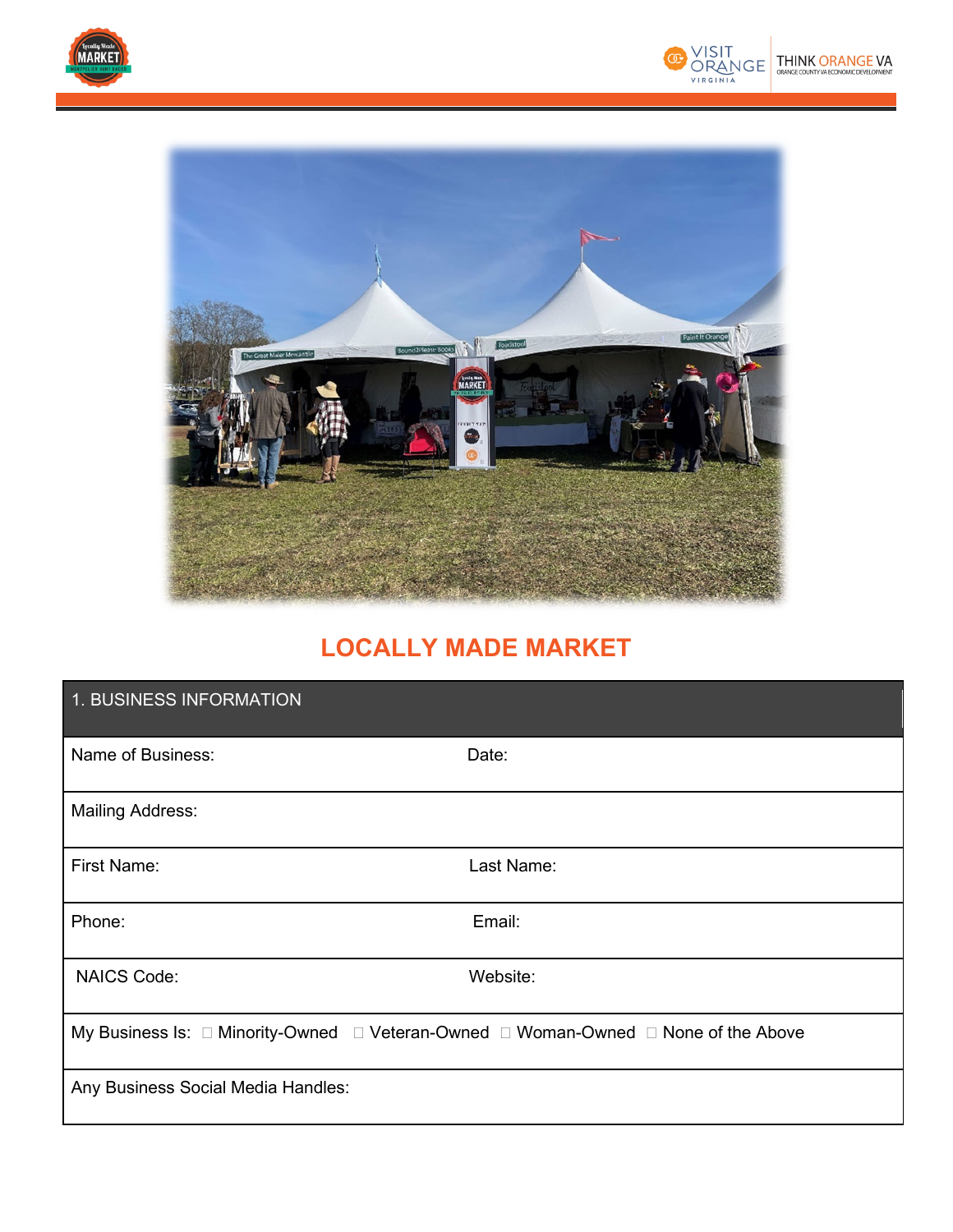# LOCALLY MADE MARKET

| 1. BUSINESS INFORMATION | |
|---|---|
| Name of Business: | Date: |
| Mailing Address: | |
| First Name: | Last Name: |
| Phone: | Email: |
| NAICS Code: | Website: |
| My Business Is: ☐ Minority-Owned ☐ Veteran-Owned ☐ Woman-Owned ☐ None of the Above | |
| Any Business Social Media Handles: | |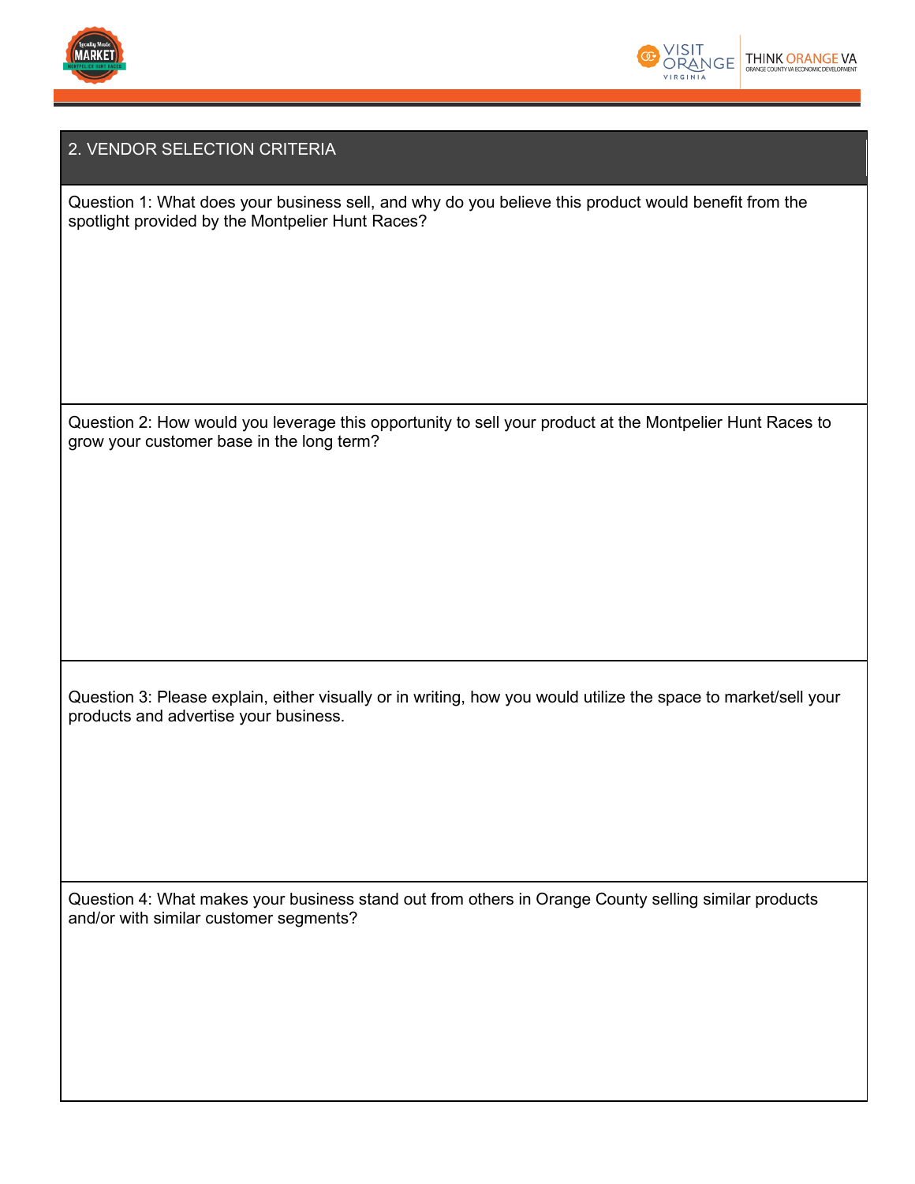## 2. VENDOR SELECTION CRITERIA

Question 1: What does your business sell, and why do you believe this product would benefit from the spotlight provided by the Montpelier Hunt Races?

Question 2: How would you leverage this opportunity to sell your product at the Montpelier Hunt Races to grow your customer base in the long term?

Question 3: Please explain, either visually or in writing, how you would utilize the space to market/sell your products and advertise your business.

Question 4: What makes your business stand out from others in Orange County selling similar products and/or with similar customer segments?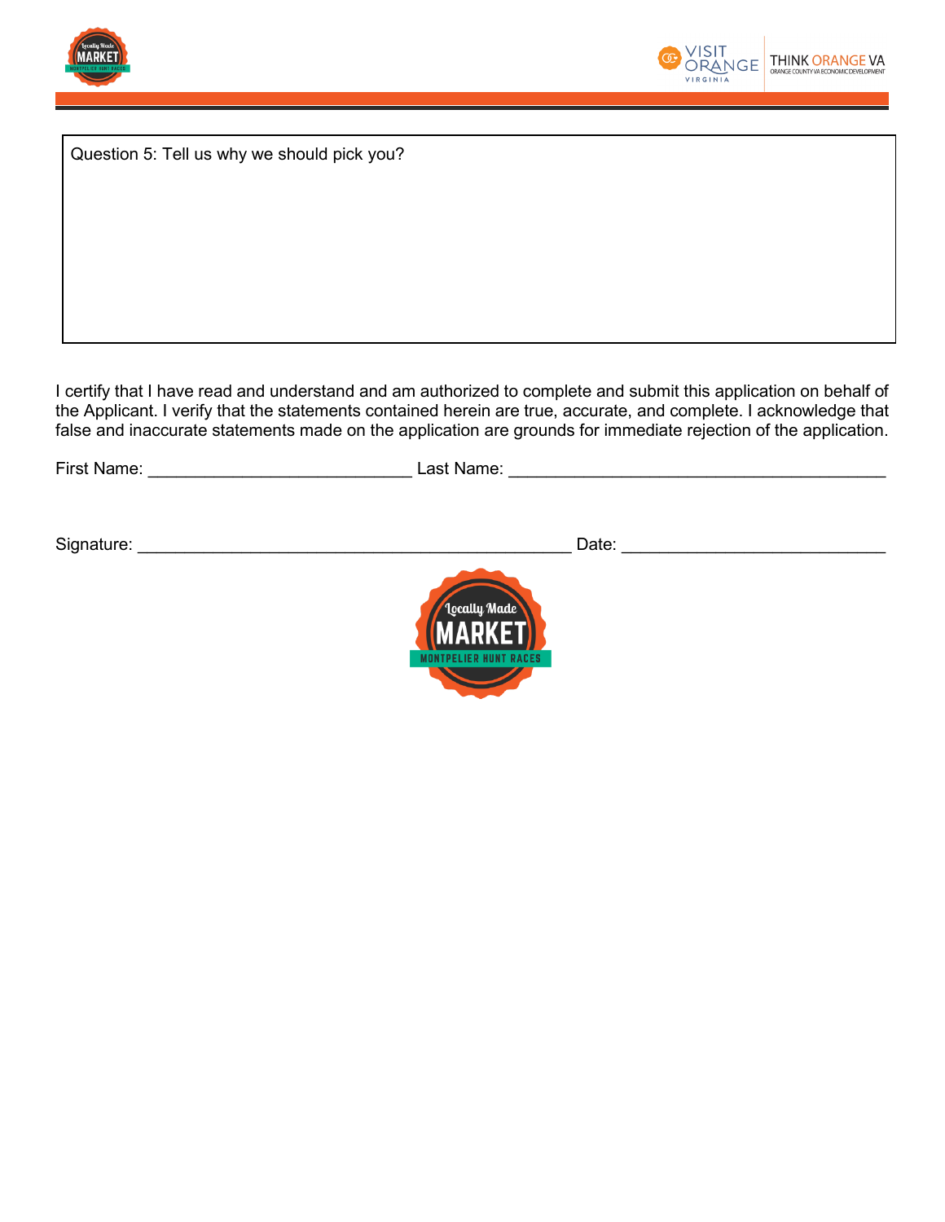Question 5: Tell us why we should pick you?

I certify that I have read and understand and am authorized to complete and submit this application on behalf of the Applicant. I verify that the statements contained herein are true, accurate, and complete. I acknowledge that false and inaccurate statements made on the application are grounds for immediate rejection of the application.

First Name: ___________________________ Last Name: _______________________________________

Signature: _____________________________________________ Date: ___________________________